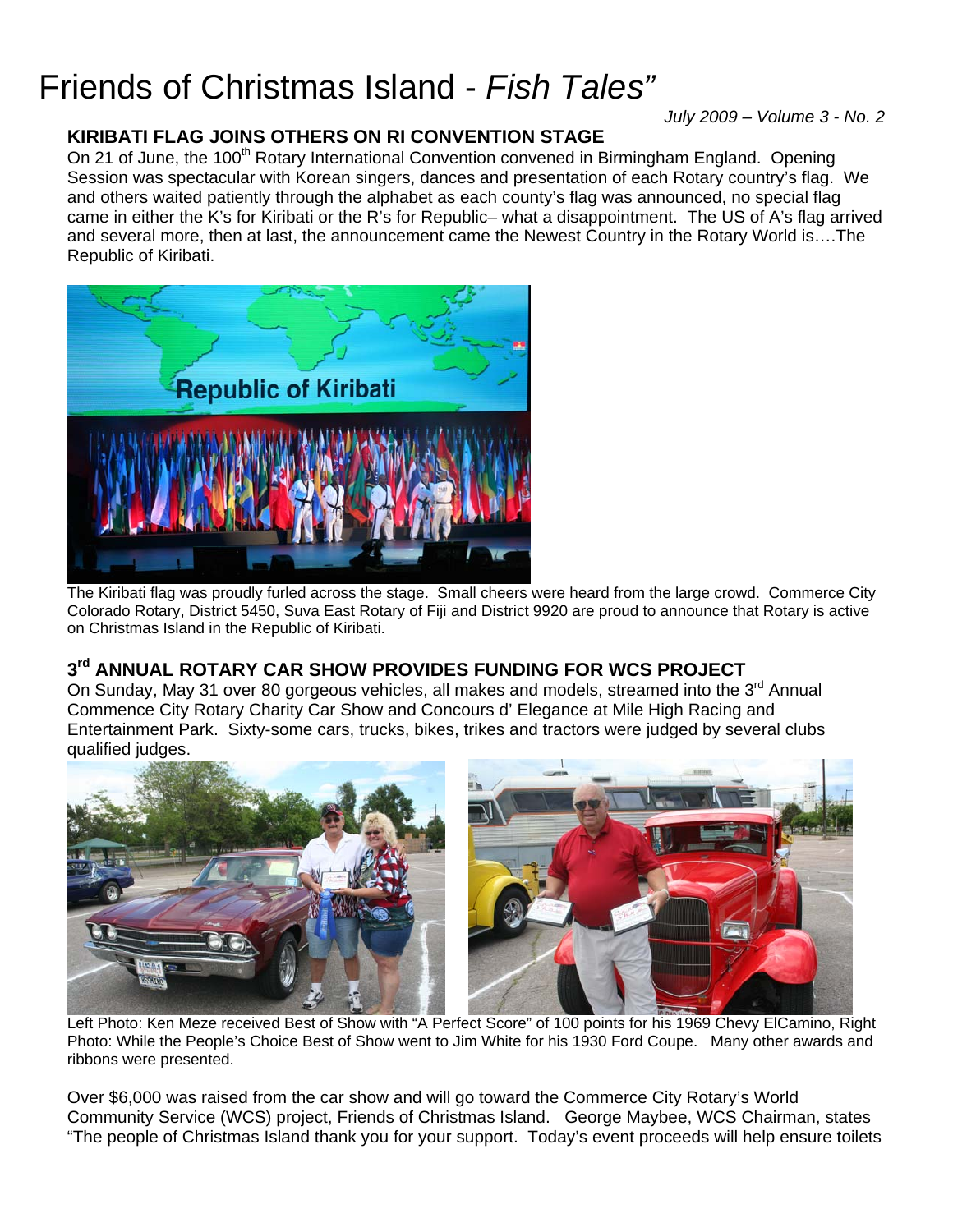# Friends of Christmas Island - *Fish Tales"*

*July 2009 – Volume 3 - No. 2*

## KIRIBATI FLAG JOINS OTHERS ON RI CONVENTION STAGE

On 21 of June, the 100th Rotary International Convention convened in Birmingham England. Opening Session was spectacular with Korean singers, dances and presentation of each Rotary country's flag. We and others waited patiently through the alphabet as each county's flag was announced, no special flag came in either the K's for Kiribati or the R's for Republic– what a disappointment. The US of A's flag arrived and several more, then at last, the announcement came the Newest Country in the Rotary World is….The Republic of Kiribati.

The Kiribati flag was proudly furled across the stage. Small cheers were heard from the large crowd. Commerce City Colorado Rotary, District 5450, Suva East Rotary of Fiji and District 9920 are proud to announce that Rotary is active on Christmas Island in the Republic of Kiribati.

## 3rd ANNUAL ROTARY CAR SHOW PROVIDES FUNDING FOR WCS PROJECT

On Sunday, May 31 over 80 gorgeous vehicles, all makes and models, streamed into the 3rd Annual Commence City Rotary Charity Car Show and Concours d' Elegance at Mile High Racing and Entertainment Park. Sixty-some cars, trucks, bikes, trikes and tractors were judged by several clubs qualified judges.

Left Photo: Ken Meze received Best of Show with "A Perfect Score" of 100 points for his 1969 Chevy ElCamino, Right Photo: While the People's Choice Best of Show went to Jim White for his 1930 Ford Coupe. Many other awards and ribbons were presented.

Over $6,000 was raised from the car show and will go toward the Commerce City Rotary's World Community Service (WCS) project, Friends of Christmas Island. George Maybee, WCS Chairman, states "The people of Christmas Island thank you for your support. Today's event proceeds will help ensure toilets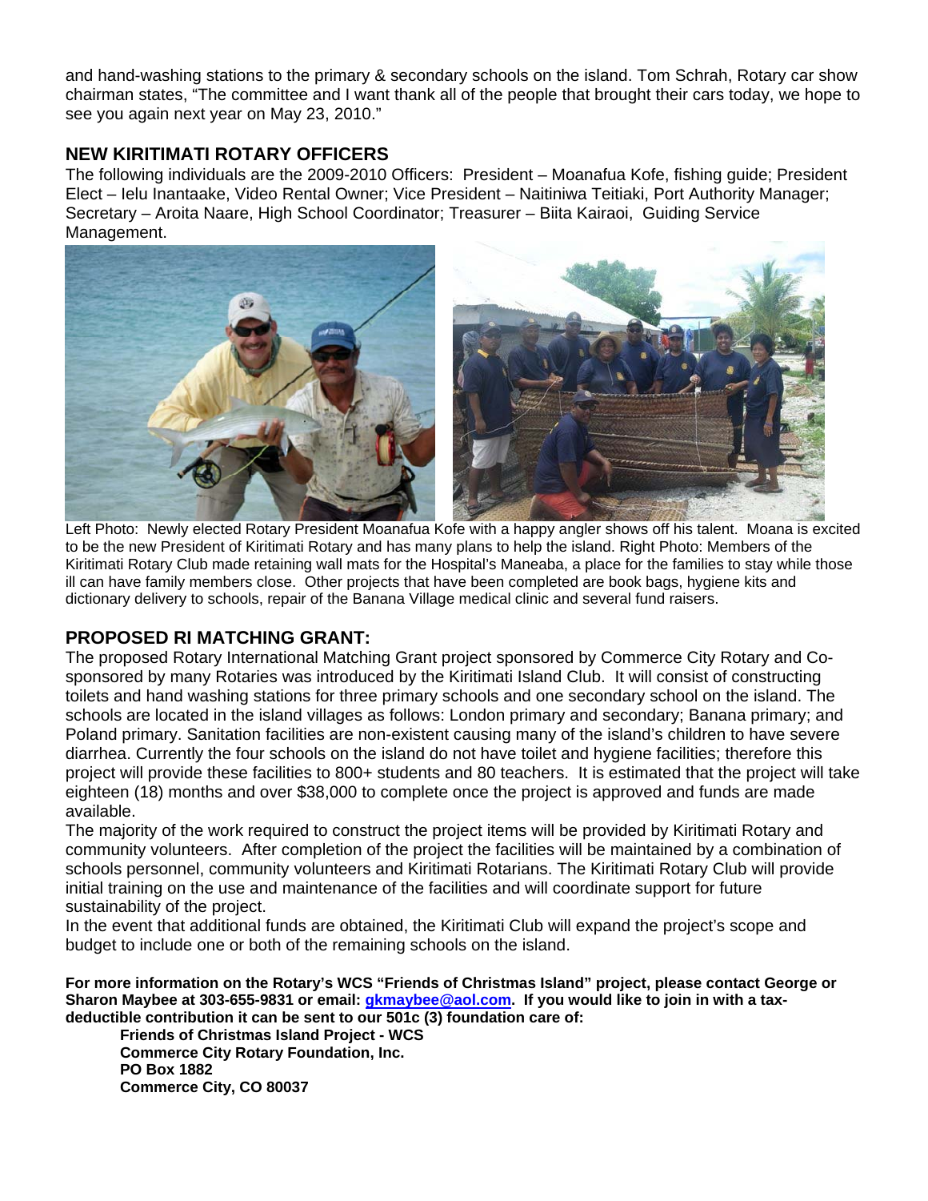and hand-washing stations to the primary & secondary schools on the island. Tom Schrah, Rotary car show chairman states, "The committee and I want thank all of the people that brought their cars today, we hope to see you again next year on May 23, 2010."

## NEW KIRITIMATI ROTARY OFFICERS

The following individuals are the 2009-2010 Officers: President – Moanafua Kofe, fishing guide; President Elect – Ielu Inantaake, Video Rental Owner; Vice President – Naitiniwa Teitiaki, Port Authority Manager; Secretary – Aroita Naare, High School Coordinator; Treasurer – Biita Kairaoi, Guiding Service Management.

Left Photo: Newly elected Rotary President Moanafua Kofe with a happy angler shows off his talent. Moana is excited to be the new President of Kiritimati Rotary and has many plans to help the island. Right Photo: Members of the Kiritimati Rotary Club made retaining wall mats for the Hospital's Maneaba, a place for the families to stay while those ill can have family members close. Other projects that have been completed are book bags, hygiene kits and dictionary delivery to schools, repair of the Banana Village medical clinic and several fund raisers.

## PROPOSED RI MATCHING GRANT:

The proposed Rotary International Matching Grant project sponsored by Commerce City Rotary and Co-sponsored by many Rotaries was introduced by the Kiritimati Island Club. It will consist of constructing toilets and hand washing stations for three primary schools and one secondary school on the island. The schools are located in the island villages as follows: London primary and secondary; Banana primary; and Poland primary. Sanitation facilities are non-existent causing many of the island's children to have severe diarrhea. Currently the four schools on the island do not have toilet and hygiene facilities; therefore this project will provide these facilities to 800+ students and 80 teachers. It is estimated that the project will take eighteen (18) months and over $38,000 to complete once the project is approved and funds are made available.

The majority of the work required to construct the project items will be provided by Kiritimati Rotary and community volunteers. After completion of the project the facilities will be maintained by a combination of schools personnel, community volunteers and Kiritimati Rotarians. The Kiritimati Rotary Club will provide initial training on the use and maintenance of the facilities and will coordinate support for future sustainability of the project.

In the event that additional funds are obtained, the Kiritimati Club will expand the project's scope and budget to include one or both of the remaining schools on the island.

**For more information on the Rotary's WCS "Friends of Christmas Island" project, please contact George or Sharon Maybee at 303-655-9831 or email: gkmaybee@aol.com. If you would like to join in with a tax-deductible contribution it can be sent to our 501c (3) foundation care of:**

**Friends of Christmas Island Project - WCS**
**Commerce City Rotary Foundation, Inc.**
**PO Box 1882**
**Commerce City, CO 80037**